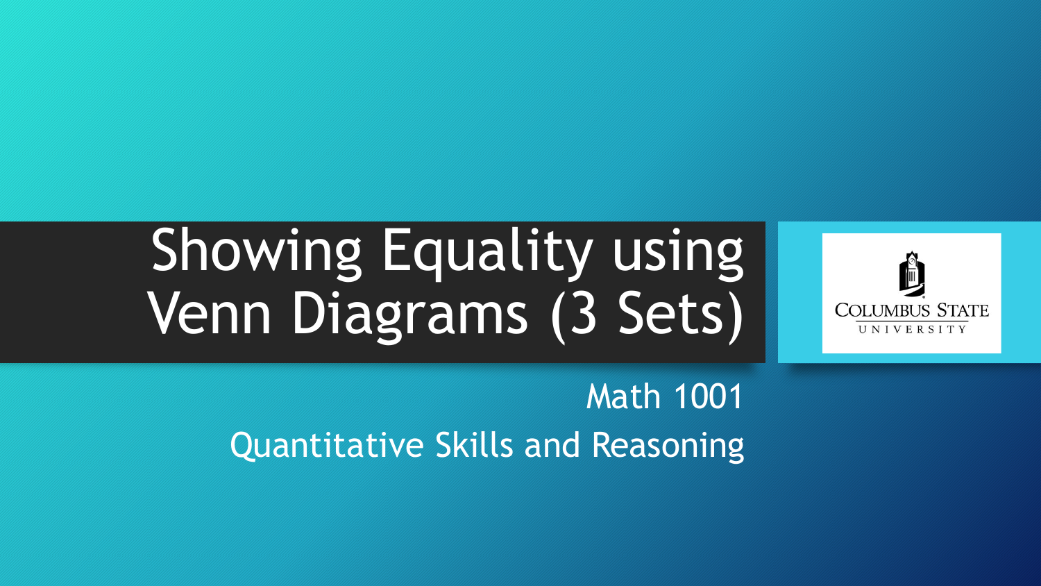# Showing Equality using Venn Diagrams (3 Sets)

Math 1001

Quantitative Skills and Reasoning

COLUMBUS STATE UNIVERSITY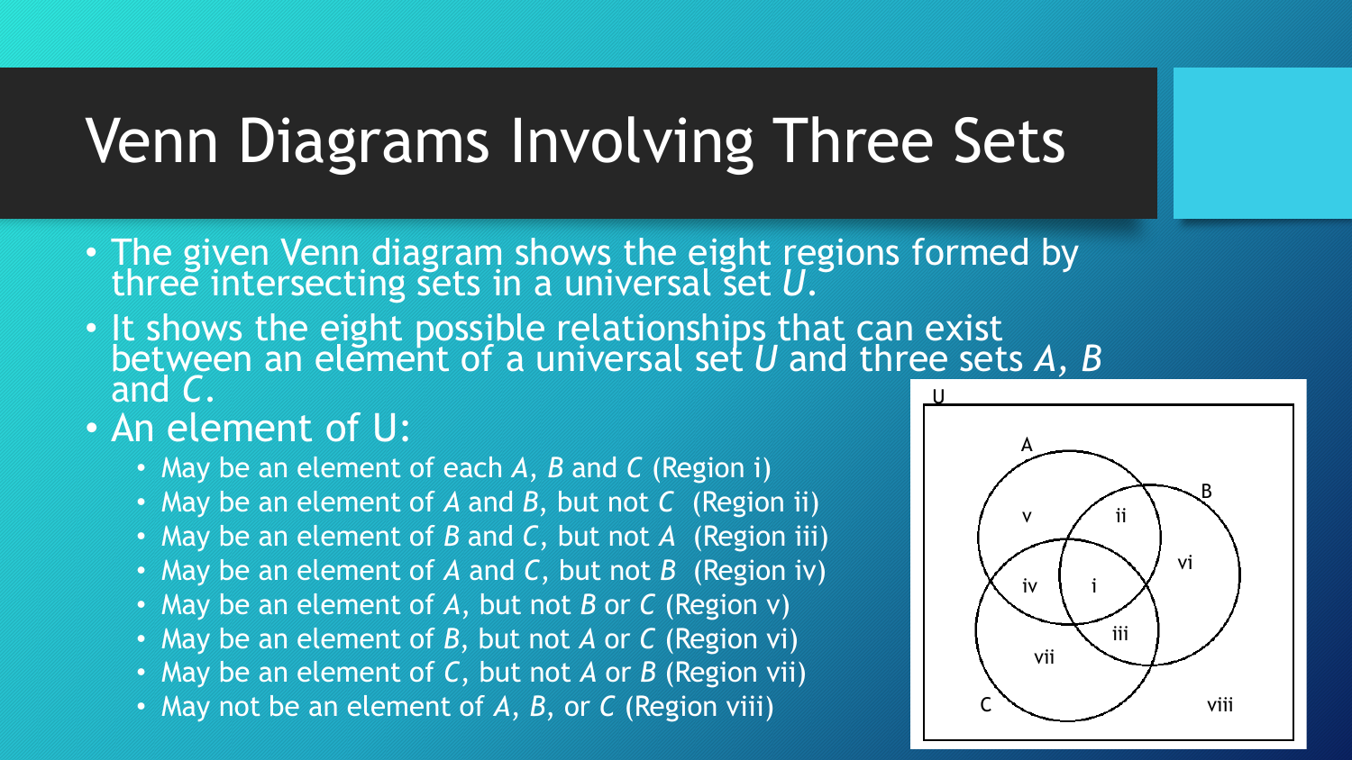# Venn Diagrams Involving Three Sets

- The given Venn diagram shows the eight regions formed by three intersecting sets in a universal set *U*.
- It shows the eight possible relationships that can exist between an element of a universal set *U* and three sets *A*, *B* and *C*.
- An element of U:
  - May be an element of each *A*, *B* and *C* (Region i)
  - May be an element of *A* and *B*, but not *C* (Region ii)
  - May be an element of *B* and *C*, but not *A* (Region iii)
  - May be an element of *A* and *C*, but not *B* (Region iv)
  - May be an element of *A*, but not *B* or *C* (Region v)
  - May be an element of *B*, but not *A* or *C* (Region vi)
  - May be an element of *C*, but not *A* or *B* (Region vii)
  - May not be an element of *A*, *B*, or *C* (Region viii)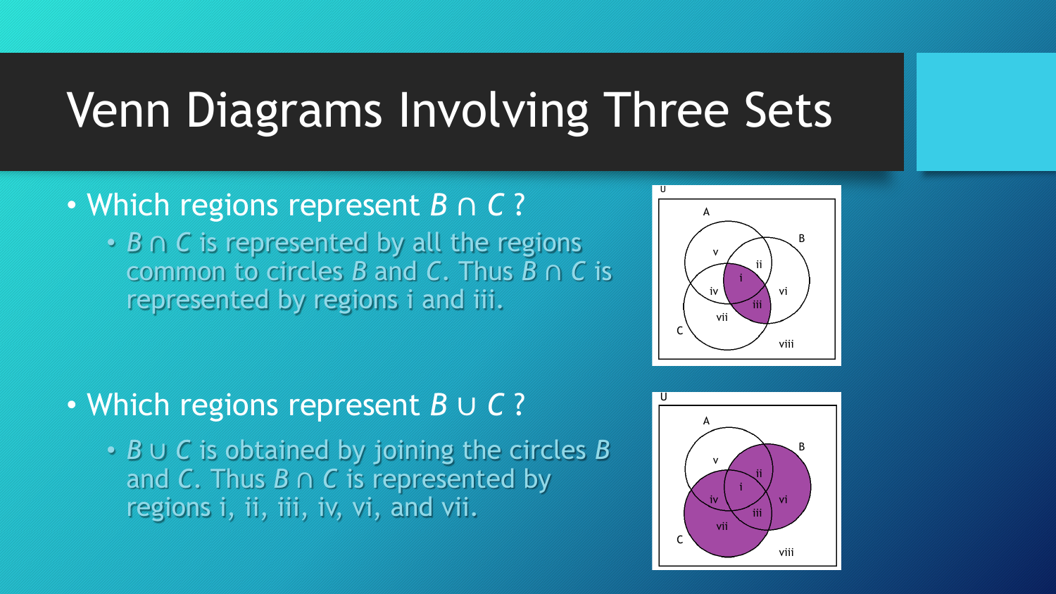# Venn Diagrams Involving Three Sets

- Which regions represent $B \cap C$ ?
  - $B \cap C$ is represented by all the regions common to circles $B$ and $C$. Thus $B \cap C$ is represented by regions i and iii.

- Which regions represent $B \cup C$ ?
  - $B \cup C$ is obtained by joining the circles $B$ and $C$. Thus $B \cap C$ is represented by regions i, ii, iii, iv, vi, and vii.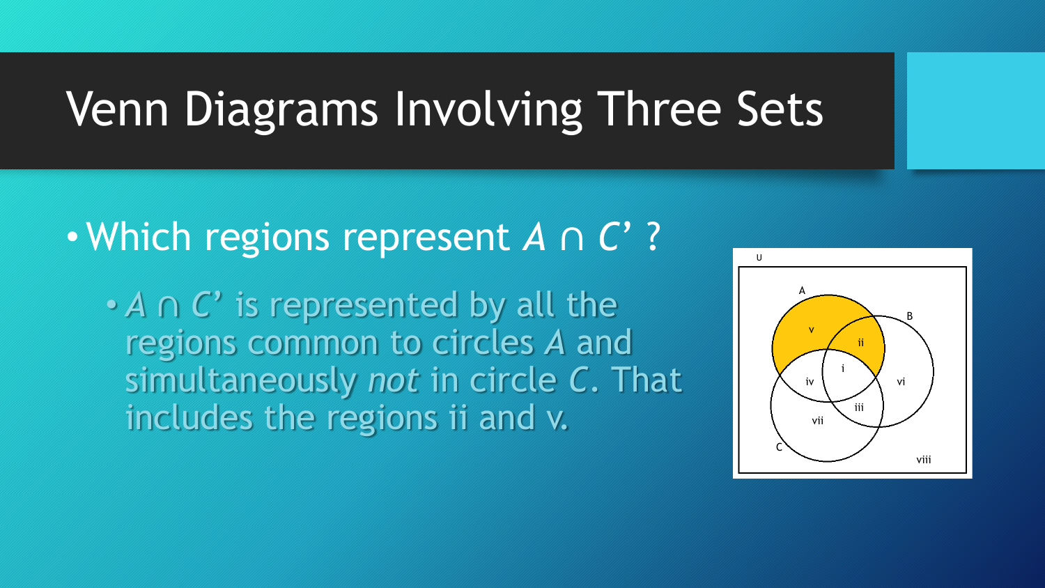# Venn Diagrams Involving Three Sets

- Which regions represent $A \cap C'$ ?
  - $A \cap C'$ is represented by all the regions common to circles $A$ and simultaneously *not* in circle $C$. That includes the regions ii and v.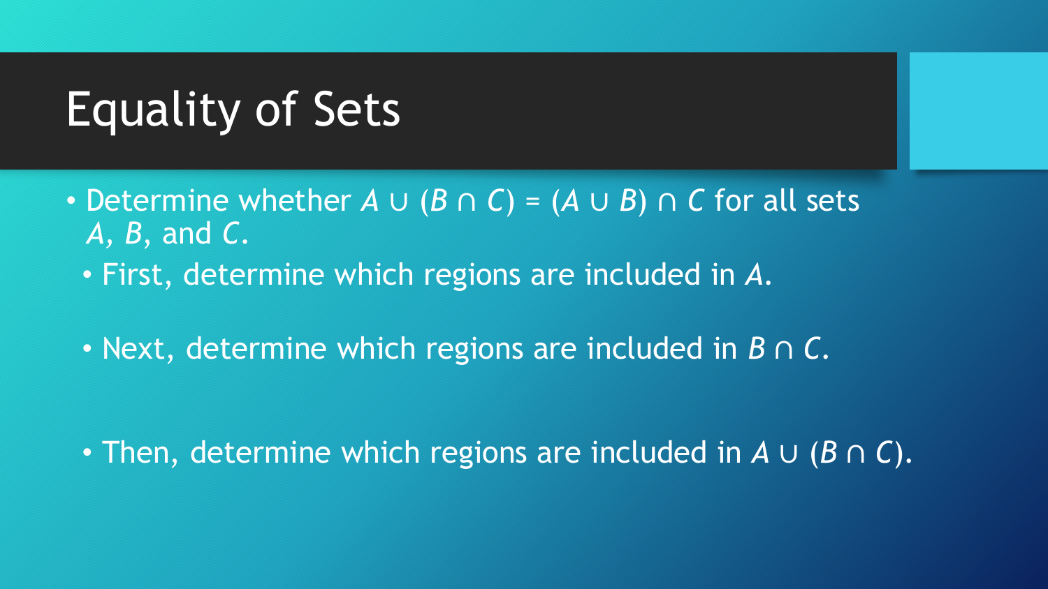# Equality of Sets

- Determine whether $A \cup (B \cap C) = (A \cup B) \cap C$ for all sets $A$, $B$, and $C$.
  - First, determine which regions are included in $A$.
  - Next, determine which regions are included in $B \cap C$.
  - Then, determine which regions are included in $A \cup (B \cap C)$.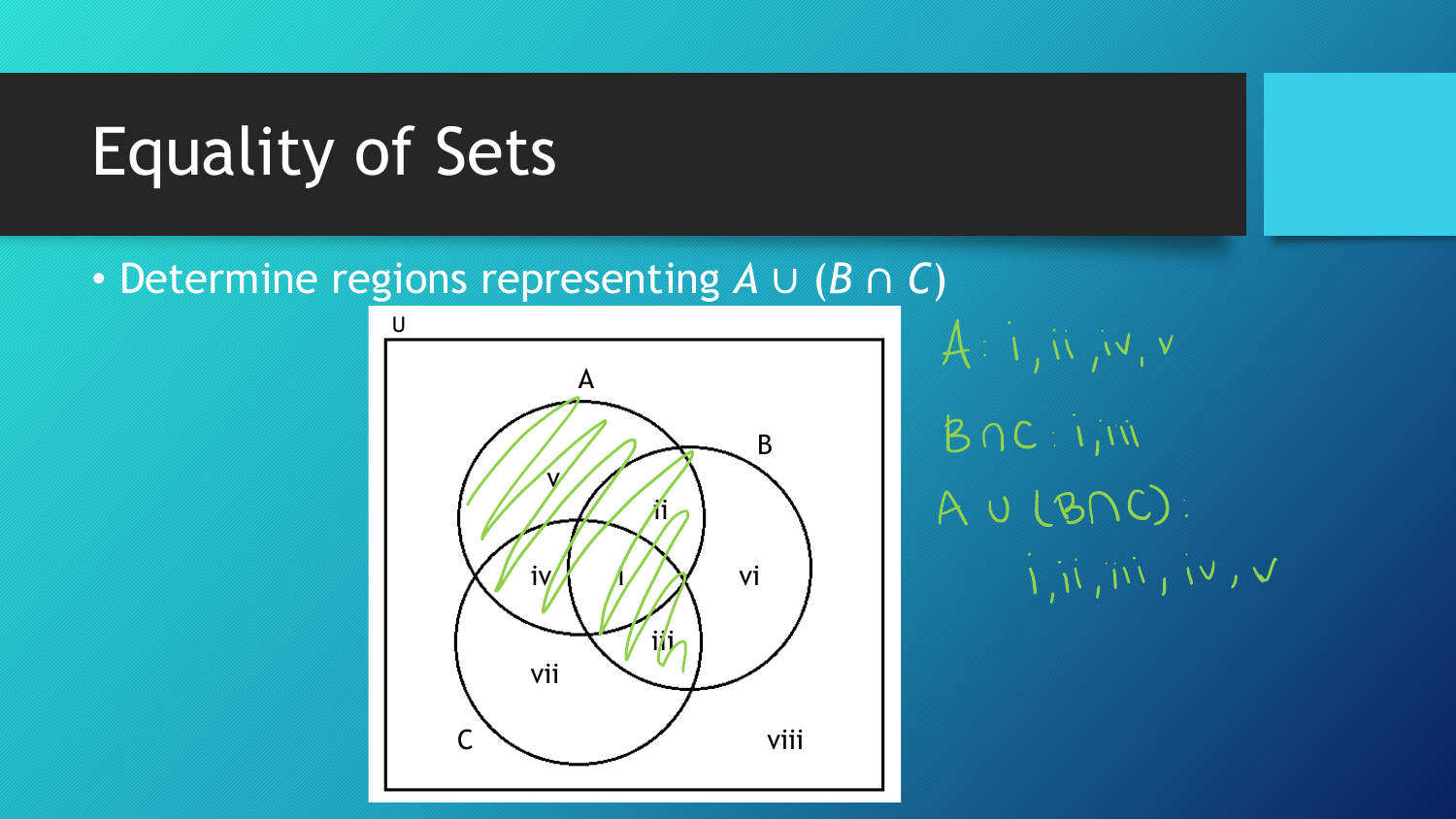# Equality of Sets

- Determine regions representing $A \cup (B \cap C)$

A: i, ii, iv, v

$B \cap C$: i, iii

$A \cup (B \cap C)$: i, ii, iii, iv, v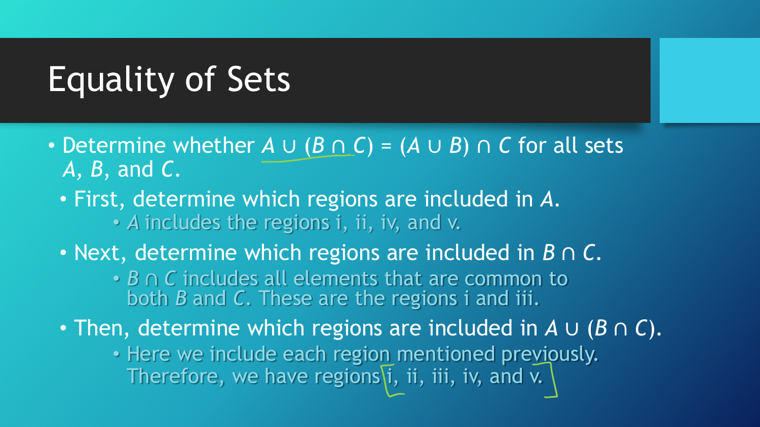# Equality of Sets

- Determine whether $A \cup (B \cap C) = (A \cup B) \cap C$ for all sets $A$, $B$, and $C$.
  - First, determine which regions are included in $A$.
    - $A$ includes the regions i, ii, iv, and v.
  - Next, determine which regions are included in $B \cap C$.
    - $B \cap C$ includes all elements that are common to both $B$ and $C$. These are the regions i and iii.
  - Then, determine which regions are included in $A \cup (B \cap C)$.
    - Here we include each region mentioned previously. Therefore, we have regions i, ii, iii, iv, and v.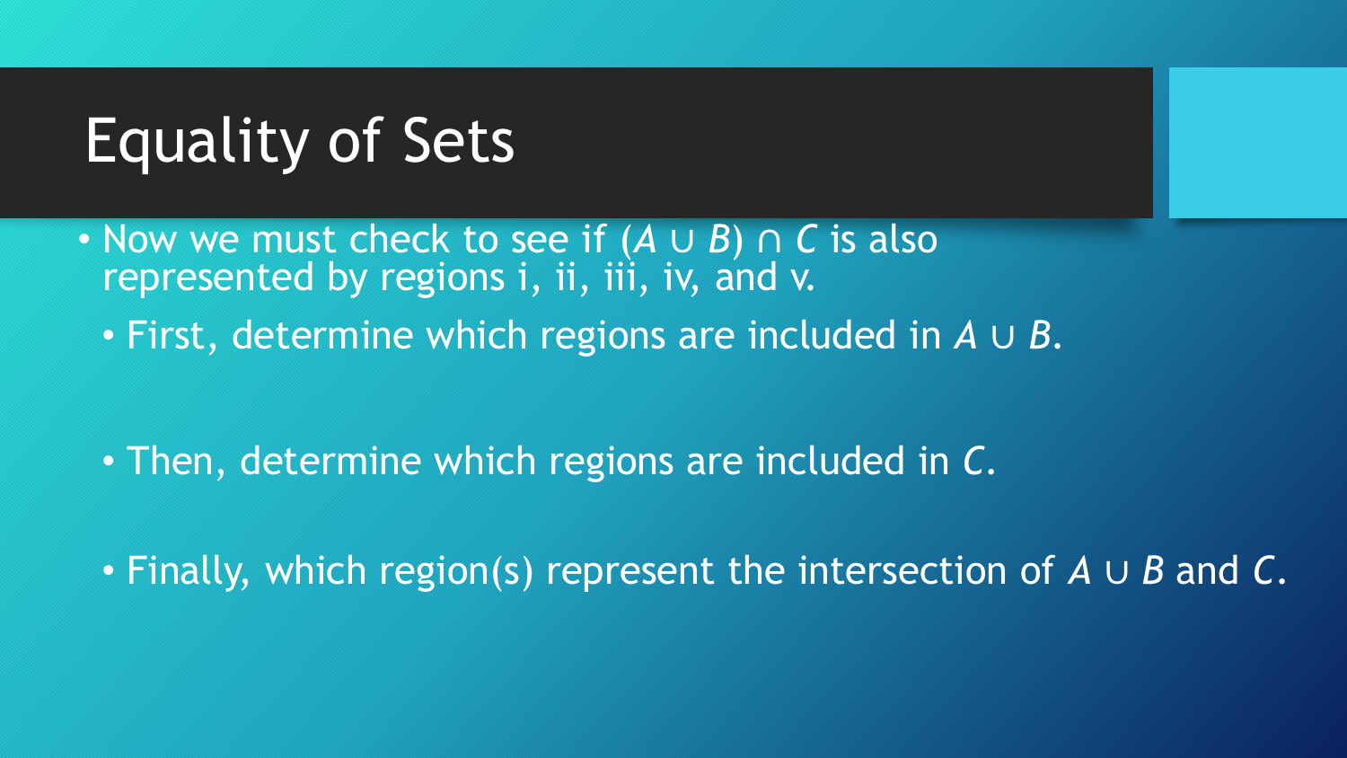# Equality of Sets

- Now we must check to see if $(A \cup B) \cap C$ is also represented by regions i, ii, iii, iv, and v.
  - First, determine which regions are included in $A \cup B$.
  - Then, determine which regions are included in $C$.
  - Finally, which region(s) represent the intersection of $A \cup B$ and $C$.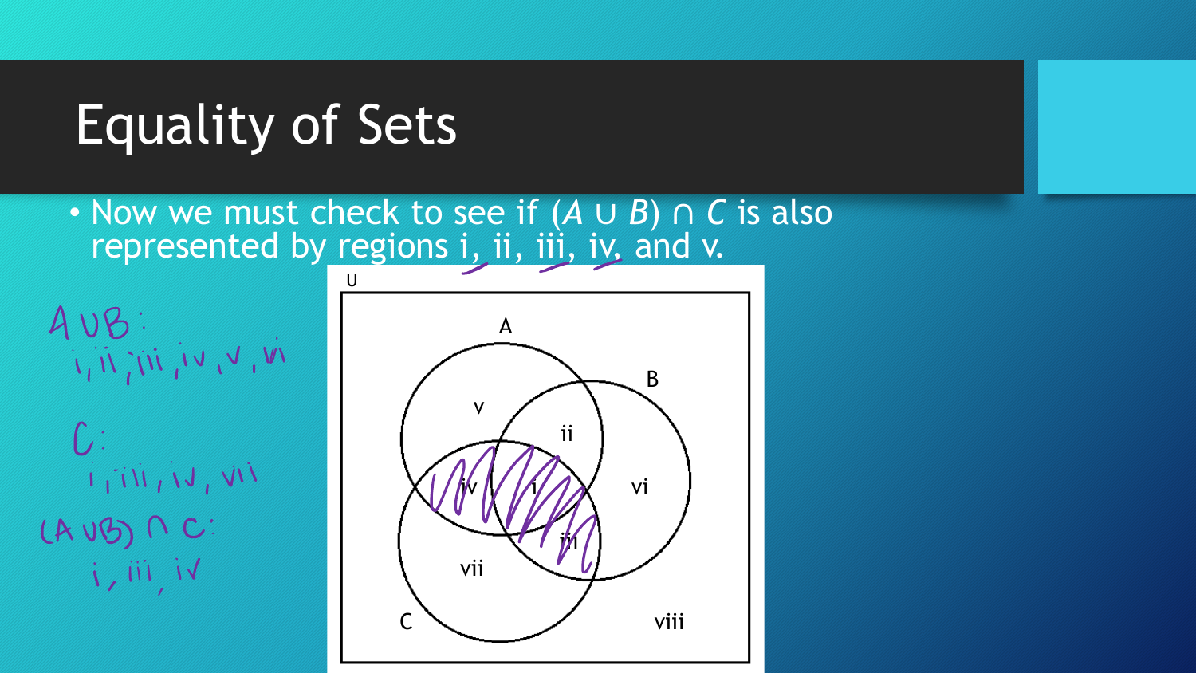# Equality of Sets

- Now we must check to see if $(A \cup B) \cap C$ is also represented by regions i, ii, iii, iv, and v.

$A \cup B$:
i, ii, iii, iv, v, vi

$C$:
i, iii, iv, vii

$(A \cup B) \cap C$:
i, iii, iv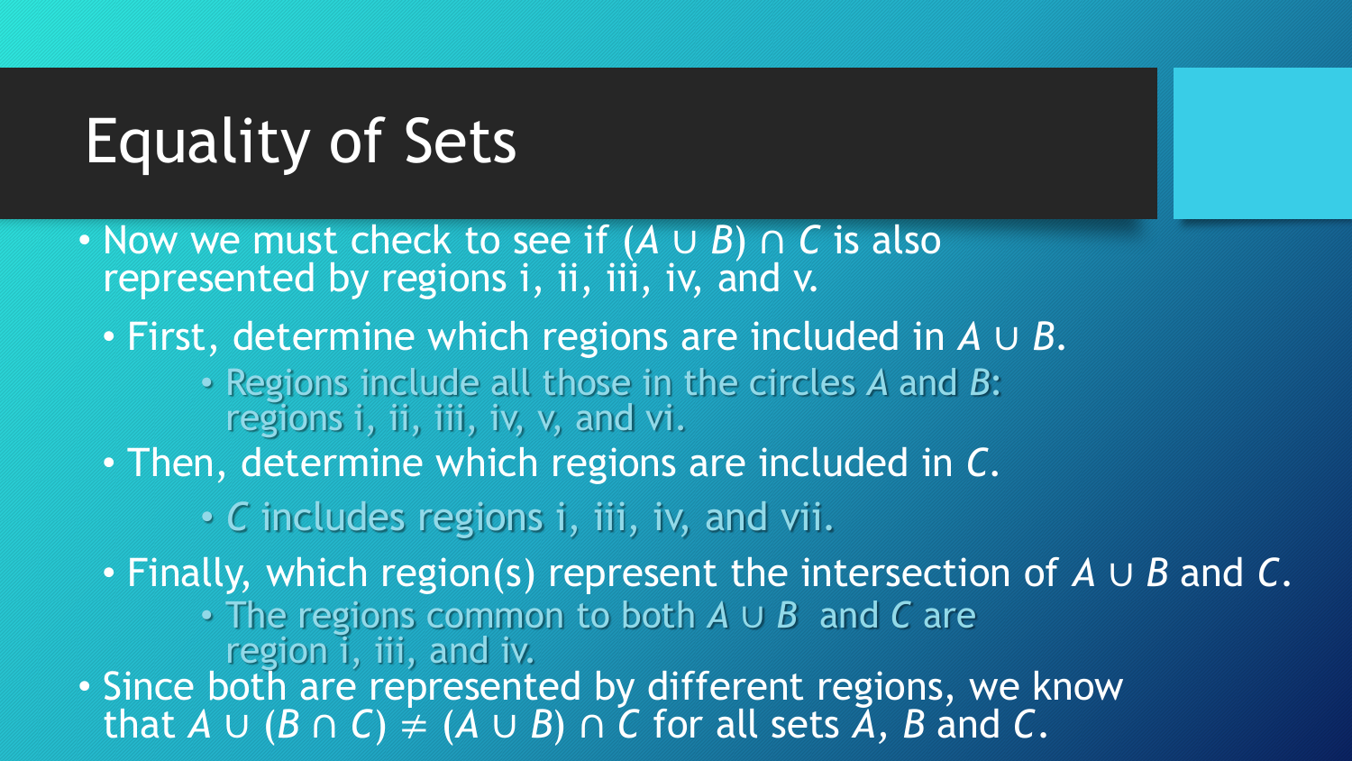# Equality of Sets

- Now we must check to see if $(A \cup B) \cap C$ is also represented by regions i, ii, iii, iv, and v.
  - First, determine which regions are included in $A \cup B$.
    - Regions include all those in the circles $A$ and $B$: regions i, ii, iii, iv, v, and vi.
  - Then, determine which regions are included in $C$.
    - $C$ includes regions i, iii, iv, and vii.
  - Finally, which region(s) represent the intersection of $A \cup B$ and $C$.
    - The regions common to both $A \cup B$ and $C$ are region i, iii, and iv.
- Since both are represented by different regions, we know that $A \cup (B \cap C) \neq (A \cup B) \cap C$ for all sets $A$, $B$ and $C$.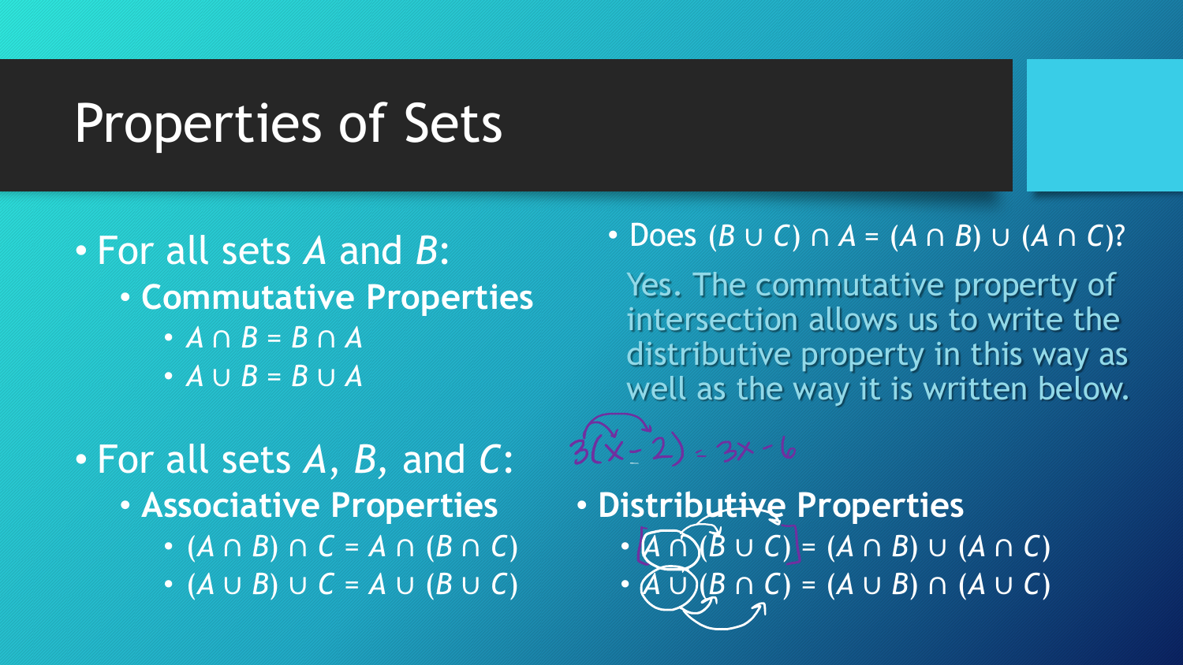# Properties of Sets

- For all sets $A$ and $B$:
  - **Commutative Properties**
    - $A \cap B = B \cap A$
    - $A \cup B = B \cup A$

- For all sets $A$, $B$, and $C$:
  - **Associative Properties**
    - $(A \cap B) \cap C = A \cap (B \cap C)$
    - $(A \cup B) \cup C = A \cup (B \cup C)$

- Does $(B \cup C) \cap A = (A \cap B) \cup (A \cap C)$?

  Yes. The commutative property of intersection allows us to write the distributive property in this way as well as the way it is written below.

$3(x-2) = 3x-6$

- **Distributive Properties**
  - $A \cap (B \cup C) = (A \cap B) \cup (A \cap C)$
  - $A \cup (B \cap C) = (A \cup B) \cap (A \cup C)$